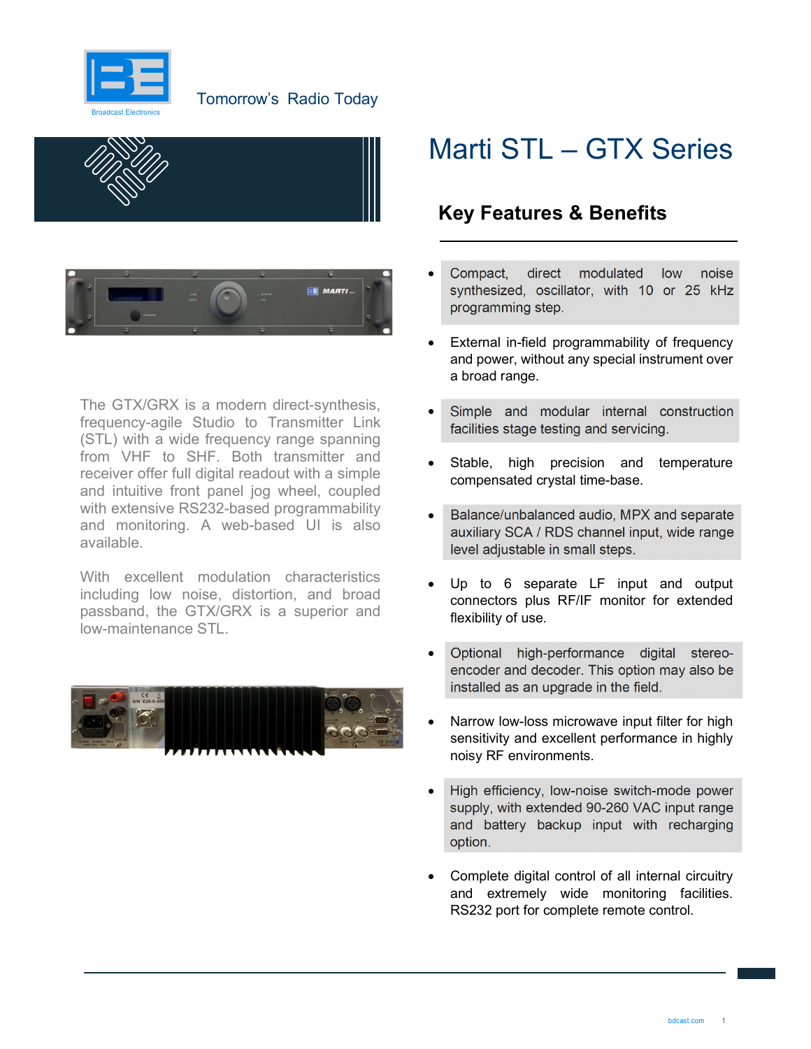Broadcast Electronics

Tomorrow's Radio Today

# Marti STL – GTX Series

## Key Features & Benefits

- Compact, direct modulated low noise synthesized, oscillator, with 10 or 25 kHz programming step.
- External in-field programmability of frequency and power, without any special instrument over a broad range.
- Simple and modular internal construction facilities stage testing and servicing.
- Stable, high precision and temperature compensated crystal time-base.
- Balance/unbalanced audio, MPX and separate auxiliary SCA / RDS channel input, wide range level adjustable in small steps.
- Up to 6 separate LF input and output connectors plus RF/IF monitor for extended flexibility of use.
- Optional high-performance digital stereo-encoder and decoder. This option may also be installed as an upgrade in the field.
- Narrow low-loss microwave input filter for high sensitivity and excellent performance in highly noisy RF environments.
- High efficiency, low-noise switch-mode power supply, with extended 90-260 VAC input range and battery backup input with recharging option.
- Complete digital control of all internal circuitry and extremely wide monitoring facilities. RS232 port for complete remote control.

The GTX/GRX is a modern direct-synthesis, frequency-agile Studio to Transmitter Link (STL) with a wide frequency range spanning from VHF to SHF. Both transmitter and receiver offer full digital readout with a simple and intuitive front panel jog wheel, coupled with extensive RS232-based programmability and monitoring. A web-based UI is also available.

With excellent modulation characteristics including low noise, distortion, and broad passband, the GTX/GRX is a superior and low-maintenance STL.

bdcast.com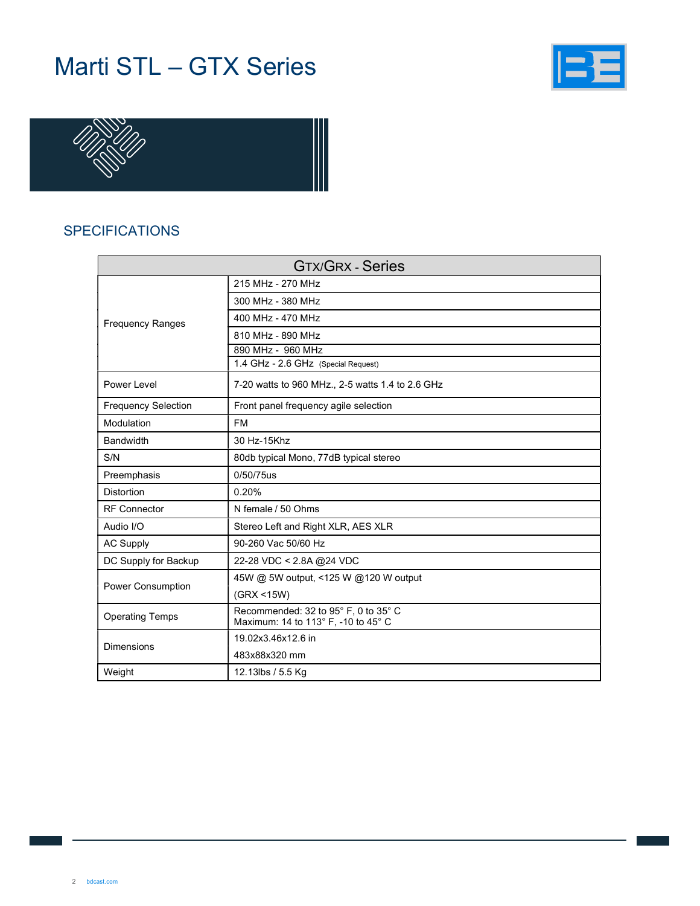# Marti STL – GTX Series

## SPECIFICATIONS

| GTX/GRX - Series | |
|---|---|
| Frequency Ranges | 215 MHz - 270 MHz |
| | 300 MHz - 380 MHz |
| | 400 MHz - 470 MHz |
| | 810 MHz - 890 MHz |
| | 890 MHz - 960 MHz |
| | 1.4 GHz - 2.6 GHz (Special Request) |
| Power Level | 7-20 watts to 960 MHz., 2-5 watts 1.4 to 2.6 GHz |
| Frequency Selection | Front panel frequency agile selection |
| Modulation | FM |
| Bandwidth | 30 Hz-15Khz |
| S/N | 80db typical Mono, 77dB typical stereo |
| Preemphasis | 0/50/75us |
| Distortion | 0.20% |
| RF Connector | N female / 50 Ohms |
| Audio I/O | Stereo Left and Right XLR, AES XLR |
| AC Supply | 90-260 Vac 50/60 Hz |
| DC Supply for Backup | 22-28 VDC < 2.8A @24 VDC |
| Power Consumption | 45W @ 5W output, <125 W @120 W output<br>(GRX <15W) |
| Operating Temps | Recommended: 32 to 95° F, 0 to 35° C<br>Maximum: 14 to 113° F, -10 to 45° C |
| Dimensions | 19.02x3.46x12.6 in<br>483x88x320 mm |
| Weight | 12.13lbs / 5.5 Kg |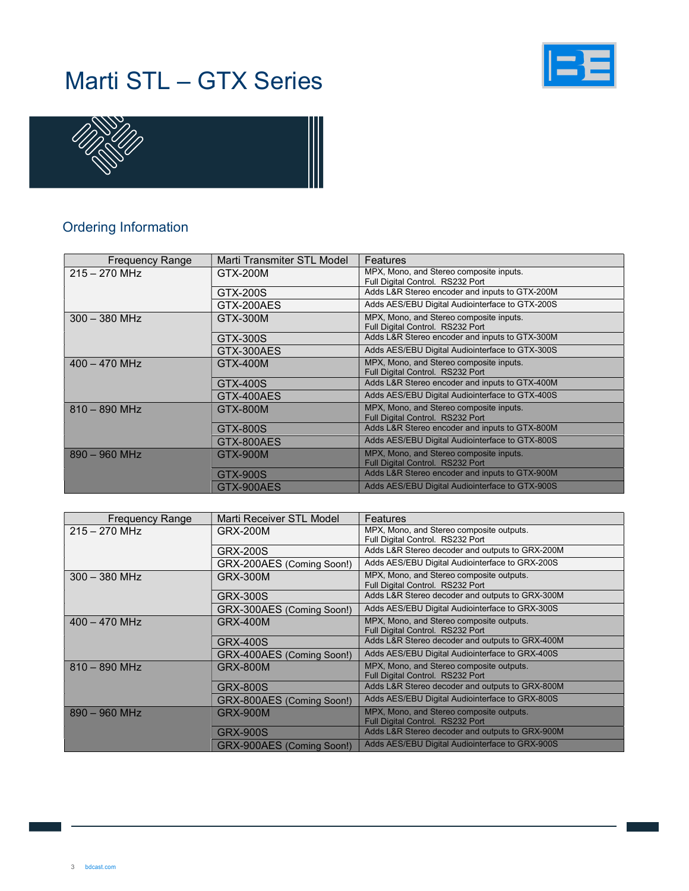# Marti STL – GTX Series

## Ordering Information

| Frequency Range | Marti Transmiter STL Model | Features |
|---|---|---|
| 215 – 270 MHz | GTX-200M | MPX, Mono, and Stereo composite inputs. Full Digital Control. RS232 Port |
| | GTX-200S | Adds L&R Stereo encoder and inputs to GTX-200M |
| | GTX-200AES | Adds AES/EBU Digital Audiointerface to GTX-200S |
| 300 – 380 MHz | GTX-300M | MPX, Mono, and Stereo composite inputs. Full Digital Control. RS232 Port |
| | GTX-300S | Adds L&R Stereo encoder and inputs to GTX-300M |
| | GTX-300AES | Adds AES/EBU Digital Audiointerface to GTX-300S |
| 400 – 470 MHz | GTX-400M | MPX, Mono, and Stereo composite inputs. Full Digital Control. RS232 Port |
| | GTX-400S | Adds L&R Stereo encoder and inputs to GTX-400M |
| | GTX-400AES | Adds AES/EBU Digital Audiointerface to GTX-400S |
| 810 – 890 MHz | GTX-800M | MPX, Mono, and Stereo composite inputs. Full Digital Control. RS232 Port |
| | GTX-800S | Adds L&R Stereo encoder and inputs to GTX-800M |
| | GTX-800AES | Adds AES/EBU Digital Audiointerface to GTX-800S |
| 890 – 960 MHz | GTX-900M | MPX, Mono, and Stereo composite inputs. Full Digital Control. RS232 Port |
| | GTX-900S | Adds L&R Stereo encoder and inputs to GTX-900M |
| | GTX-900AES | Adds AES/EBU Digital Audiointerface to GTX-900S |

| Frequency Range | Marti Receiver STL Model | Features |
|---|---|---|
| 215 – 270 MHz | GRX-200M | MPX, Mono, and Stereo composite outputs. Full Digital Control. RS232 Port |
| | GRX-200S | Adds L&R Stereo decoder and outputs to GRX-200M |
| | GRX-200AES (Coming Soon!) | Adds AES/EBU Digital Audiointerface to GRX-200S |
| 300 – 380 MHz | GRX-300M | MPX, Mono, and Stereo composite outputs. Full Digital Control. RS232 Port |
| | GRX-300S | Adds L&R Stereo decoder and outputs to GRX-300M |
| | GRX-300AES (Coming Soon!) | Adds AES/EBU Digital Audiointerface to GRX-300S |
| 400 – 470 MHz | GRX-400M | MPX, Mono, and Stereo composite outputs. Full Digital Control. RS232 Port |
| | GRX-400S | Adds L&R Stereo decoder and outputs to GRX-400M |
| | GRX-400AES (Coming Soon!) | Adds AES/EBU Digital Audiointerface to GRX-400S |
| 810 – 890 MHz | GRX-800M | MPX, Mono, and Stereo composite outputs. Full Digital Control. RS232 Port |
| | GRX-800S | Adds L&R Stereo decoder and outputs to GRX-800M |
| | GRX-800AES (Coming Soon!) | Adds AES/EBU Digital Audiointerface to GRX-800S |
| 890 – 960 MHz | GRX-900M | MPX, Mono, and Stereo composite outputs. Full Digital Control. RS232 Port |
| | GRX-900S | Adds L&R Stereo decoder and outputs to GRX-900M |
| | GRX-900AES (Coming Soon!) | Adds AES/EBU Digital Audiointerface to GRX-900S |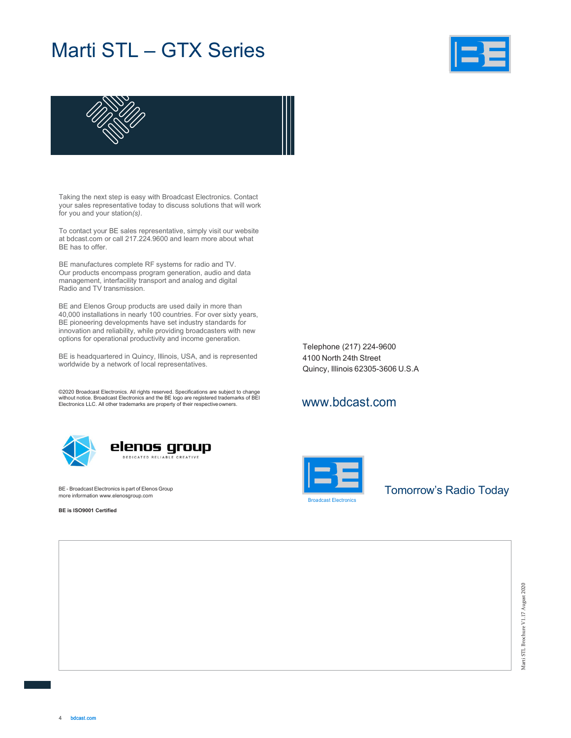# Marti STL – GTX Series

Taking the next step is easy with Broadcast Electronics. Contact your sales representative today to discuss solutions that will work for you and your station*(s)*.

To contact your BE sales representative, simply visit our website at bdcast.com or call 217.224.9600 and learn more about what BE has to offer.

BE manufactures complete RF systems for radio and TV. Our products encompass program generation, audio and data management, interfacility transport and analog and digital Radio and TV transmission.

BE and Elenos Group products are used daily in more than 40,000 installations in nearly 100 countries. For over sixty years, BE pioneering developments have set industry standards for innovation and reliability, while providing broadcasters with new options for operational productivity and income generation.

BE is headquartered in Quincy, Illinois, USA, and is represented worldwide by a network of local representatives.

©2020 Broadcast Electronics. All rights reserved. Specifications are subject to change without notice. Broadcast Electronics and the BE logo are registered trademarks of BEI Electronics LLC. All other trademarks are property of their respective owners.

Telephone (217) 224-9600
4100 North 24th Street
Quincy, Illinois 62305-3606 U.S.A

www.bdcast.com

elenos group
DEDICATED RELIABLE CREATIVE

BE - Broadcast Electronics is part of Elenos Group
more information www.elenosgroup.com

**BE is ISO9001 Certified**

Broadcast Electronics

Tomorrow's Radio Today

Marti STL Brochure V1.17 August 2020